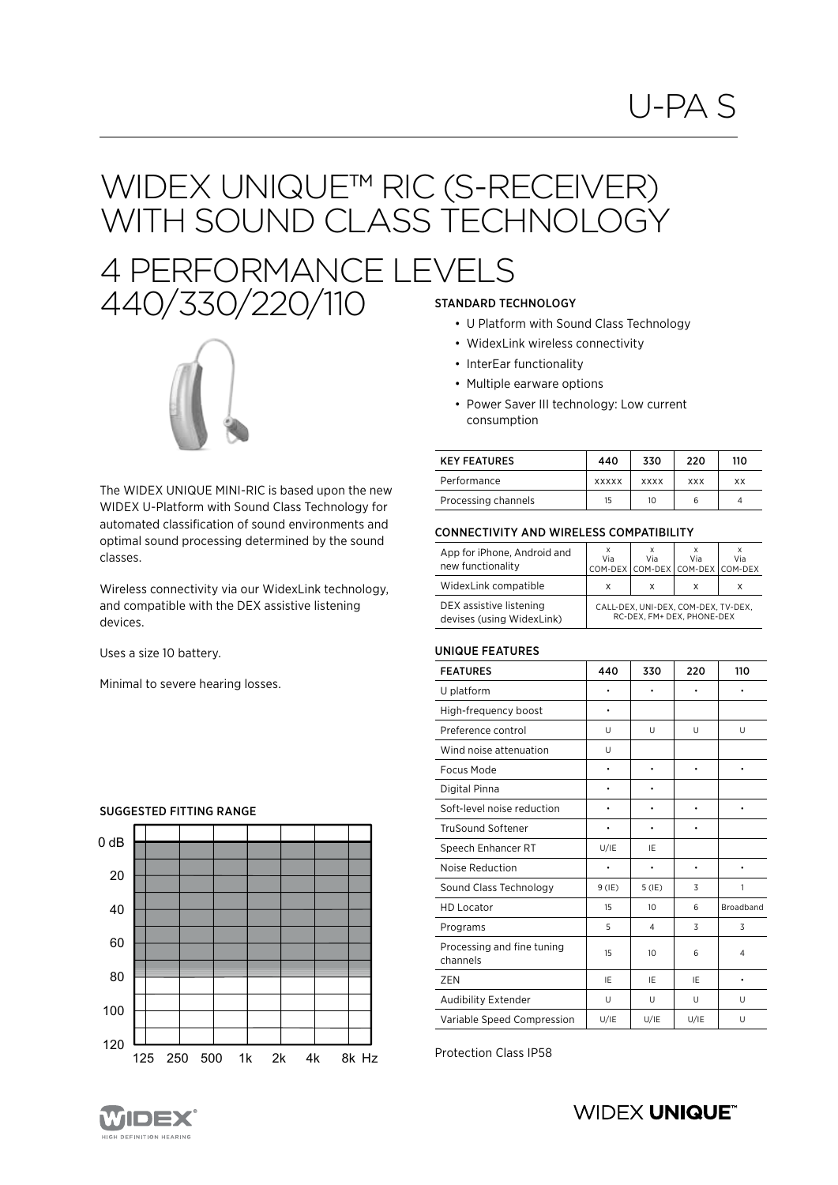U-PA S

# WIDEX UNIQUE™ RIC (S-RECEIVER) WITH SOUND CLASS TECHNOLOGY

# 4 PERFORMANCE LEVELS 440/330/220/110

The WIDEX UNIQUE MINI-RIC is based upon the new WIDEX U-Platform with Sound Class Technology for automated classification of sound environments and optimal sound processing determined by the sound classes.

Wireless connectivity via our WidexLink technology, and compatible with the DEX assistive listening devices.

Uses a size 10 battery.

Minimal to severe hearing losses.

### SUGGESTED FITTING RANGE

### STANDARD TECHNOLOGY

- U Platform with Sound Class Technology
- WidexLink wireless connectivity
- InterEar functionality
- Multiple earware options
- Power Saver III technology: Low current consumption

| KEY FEATURES | 440 | 330 | 220 | 110 |
|---|---|---|---|---|
| Performance | XXXXX | XXXX | XXX | XX |
| Processing channels | 15 | 10 | 6 | 4 |

### CONNECTIVITY AND WIRELESS COMPATIBILITY

| | 440 | 330 | 220 | 110 |
|---|---|---|---|---|
| App for iPhone, Android and new functionality | X Via COM-DEX | X Via COM-DEX | X Via COM-DEX | X Via COM-DEX |
| WidexLink compatible | X | X | X | X |
| DEX assistive listening devises (using WidexLink) | CALL-DEX, UNI-DEX, COM-DEX, TV-DEX, RC-DEX, FM+ DEX, PHONE-DEX | | | |

### UNIQUE FEATURES

| FEATURES | 440 | 330 | 220 | 110 |
|---|---|---|---|---|
| U platform | • | • | • | • |
| High-frequency boost | • | | | |
| Preference control | U | U | U | U |
| Wind noise attenuation | U | | | |
| Focus Mode | • | • | • | • |
| Digital Pinna | • | • | | |
| Soft-level noise reduction | • | • | • | • |
| TruSound Softener | • | • | • | |
| Speech Enhancer RT | U/IE | IE | | |
| Noise Reduction | • | • | • | • |
| Sound Class Technology | 9 (IE) | 5 (IE) | 3 | 1 |
| HD Locator | 15 | 10 | 6 | Broadband |
| Programs | 5 | 4 | 3 | 3 |
| Processing and fine tuning channels | 15 | 10 | 6 | 4 |
| ZEN | IE | IE | IE | • |
| Audibility Extender | U | U | U | U |
| Variable Speed Compression | U/IE | U/IE | U/IE | U |

Protection Class IP58

WIDEX HIGH DEFINITION HEARING

WIDEX **UNIQUE™**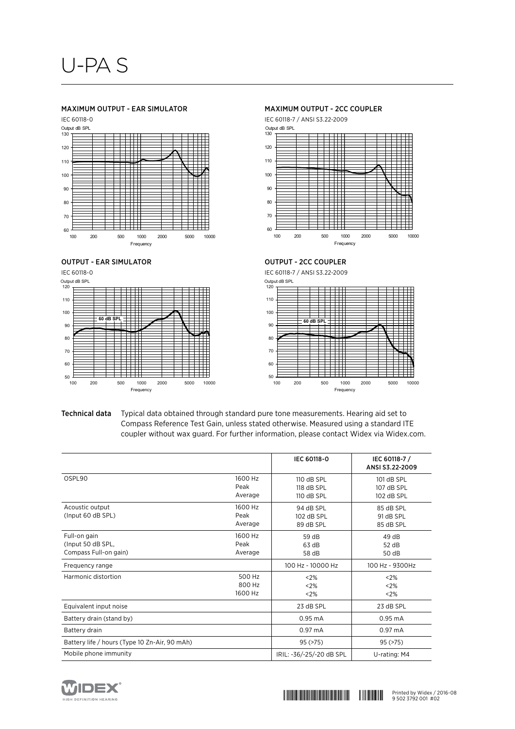# U-PA S

### MAXIMUM OUTPUT - EAR SIMULATOR

IEC 60118-0

Output dB SPL
130
120
110
100
90
80
70
60
100 200 500 1000 2000 5000 10000
Frequency

### MAXIMUM OUTPUT - 2CC COUPLER

IEC 60118-7 / ANSI S3.22-2009

Output dB SPL
130
120
110
100
90
80
70
60
100 200 500 1000 2000 5000 10000
Frequency

### OUTPUT - EAR SIMULATOR

IEC 60118-0

Output dB SPL
120
110
100
90
80
70
60
50
60 dB SPL
100 200 500 1000 2000 5000 10000
Frequency

### OUTPUT - 2CC COUPLER

IEC 60118-7 / ANSI S3.22-2009

Output dB SPL
120
110
100
90
80
70
60
50
60 dB SPL
100 200 500 1000 2000 5000 10000
Frequency

**Technical data** Typical data obtained through standard pure tone measurements. Hearing aid set to Compass Reference Test Gain, unless stated otherwise. Measured using a standard ITE coupler without wax guard. For further information, please contact Widex via Widex.com.

| | | IEC 60118-0 | IEC 60118-7 / ANSI S3.22-2009 |
|---|---|---|---|
| OSPL90 | 1600 Hz<br>Peak<br>Average | 110 dB SPL<br>118 dB SPL<br>110 dB SPL | 101 dB SPL<br>107 dB SPL<br>102 dB SPL |
| Acoustic output<br>(Input 60 dB SPL) | 1600 Hz<br>Peak<br>Average | 94 dB SPL<br>102 dB SPL<br>89 dB SPL | 85 dB SPL<br>91 dB SPL<br>85 dB SPL |
| Full-on gain<br>(Input 50 dB SPL,<br>Compass Full-on gain) | 1600 Hz<br>Peak<br>Average | 59 dB<br>63 dB<br>58 dB | 49 dB<br>52 dB<br>50 dB |
| Frequency range | | 100 Hz - 10000 Hz | 100 Hz - 9300Hz |
| Harmonic distortion | 500 Hz<br>800 Hz<br>1600 Hz | <2%<br><2%<br><2% | <2%<br><2%<br><2% |
| Equivalent input noise | | 23 dB SPL | 23 dB SPL |
| Battery drain (stand by) | | 0.95 mA | 0.95 mA |
| Battery drain | | 0.97 mA | 0.97 mA |
| Battery life / hours (Type 10 Zn-Air, 90 mAh) | | 95 (>75) | 95 (>75) |
| Mobile phone immunity | | IRIL: -36/-25/-20 dB SPL | U-rating: M4 |

WIDEX HIGH DEFINITION HEARING

Printed by Widex / 2016-08
9 502 3792 001 #02